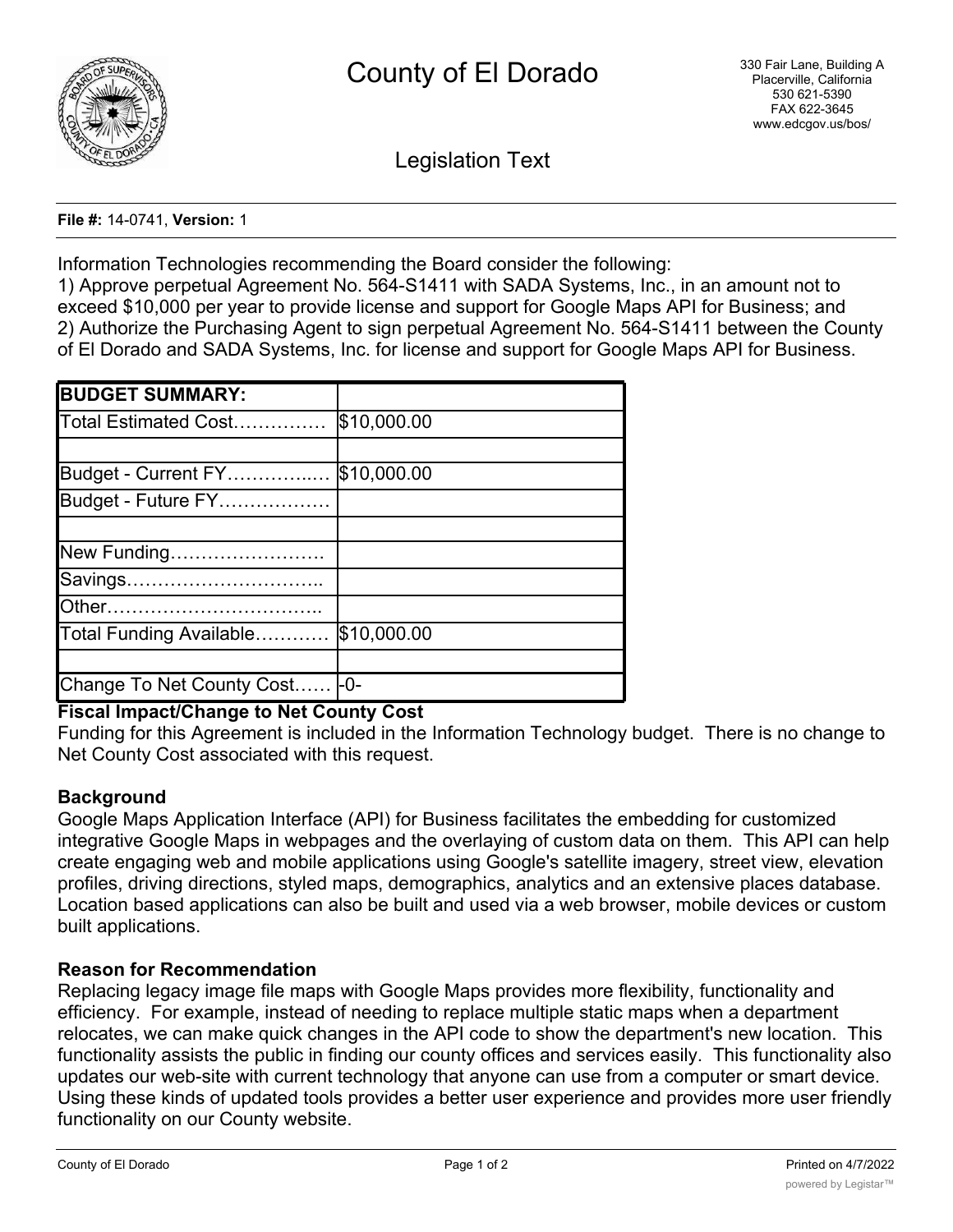# County of El Dorado

330 Fair Lane, Building A
Placerville, California
530 621-5390
FAX 622-3645
www.edcgov.us/bos/

## Legislation Text

**File #:** 14-0741, **Version:** 1

Information Technologies recommending the Board consider the following:
1) Approve perpetual Agreement No. 564-S1411 with SADA Systems, Inc., in an amount not to exceed $10,000 per year to provide license and support for Google Maps API for Business; and
2) Authorize the Purchasing Agent to sign perpetual Agreement No. 564-S1411 between the County of El Dorado and SADA Systems, Inc. for license and support for Google Maps API for Business.

| **BUDGET SUMMARY:** | |
|---|---|
| Total Estimated Cost…………… | $10,000.00 |
| | |
| Budget - Current FY…………..… | $10,000.00 |
| Budget - Future FY……………… | |
| | |
| New Funding…………………… | |
| Savings………………………….. | |
| Other…………………………….. | |
| Total Funding Available………… | $10,000.00 |
| | |
| Change To Net County Cost…… | -0- |

**Fiscal Impact/Change to Net County Cost**
Funding for this Agreement is included in the Information Technology budget. There is no change to Net County Cost associated with this request.

**Background**
Google Maps Application Interface (API) for Business facilitates the embedding for customized integrative Google Maps in webpages and the overlaying of custom data on them. This API can help create engaging web and mobile applications using Google's satellite imagery, street view, elevation profiles, driving directions, styled maps, demographics, analytics and an extensive places database. Location based applications can also be built and used via a web browser, mobile devices or custom built applications.

**Reason for Recommendation**
Replacing legacy image file maps with Google Maps provides more flexibility, functionality and efficiency. For example, instead of needing to replace multiple static maps when a department relocates, we can make quick changes in the API code to show the department's new location. This functionality assists the public in finding our county offices and services easily. This functionality also updates our web-site with current technology that anyone can use from a computer or smart device. Using these kinds of updated tools provides a better user experience and provides more user friendly functionality on our County website.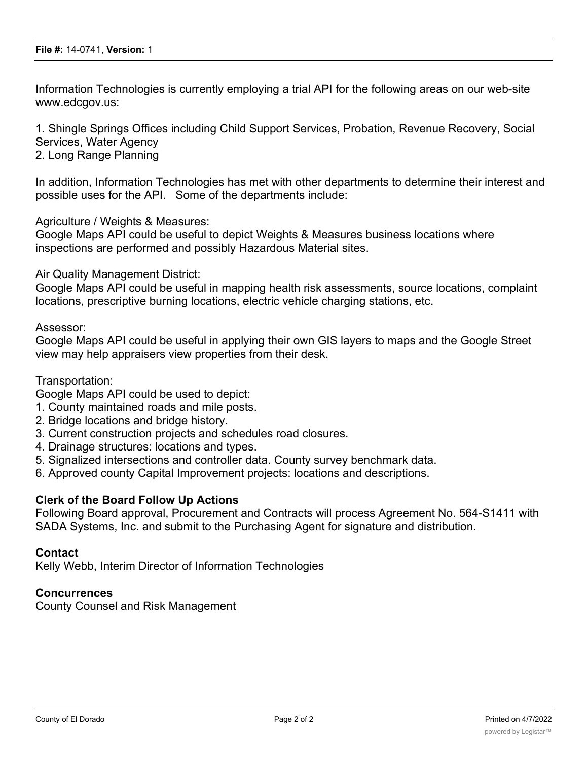Information Technologies is currently employing a trial API for the following areas on our web-site www.edcgov.us:

1. Shingle Springs Offices including Child Support Services, Probation, Revenue Recovery, Social Services, Water Agency
2. Long Range Planning

In addition, Information Technologies has met with other departments to determine their interest and possible uses for the API. Some of the departments include:

Agriculture / Weights & Measures:
Google Maps API could be useful to depict Weights & Measures business locations where inspections are performed and possibly Hazardous Material sites.

Air Quality Management District:
Google Maps API could be useful in mapping health risk assessments, source locations, complaint locations, prescriptive burning locations, electric vehicle charging stations, etc.

Assessor:
Google Maps API could be useful in applying their own GIS layers to maps and the Google Street view may help appraisers view properties from their desk.

Transportation:
Google Maps API could be used to depict:
1. County maintained roads and mile posts.
2. Bridge locations and bridge history.
3. Current construction projects and schedules road closures.
4. Drainage structures: locations and types.
5. Signalized intersections and controller data. County survey benchmark data.
6. Approved county Capital Improvement projects: locations and descriptions.

**Clerk of the Board Follow Up Actions**
Following Board approval, Procurement and Contracts will process Agreement No. 564-S1411 with SADA Systems, Inc. and submit to the Purchasing Agent for signature and distribution.

**Contact**
Kelly Webb, Interim Director of Information Technologies

**Concurrences**
County Counsel and Risk Management